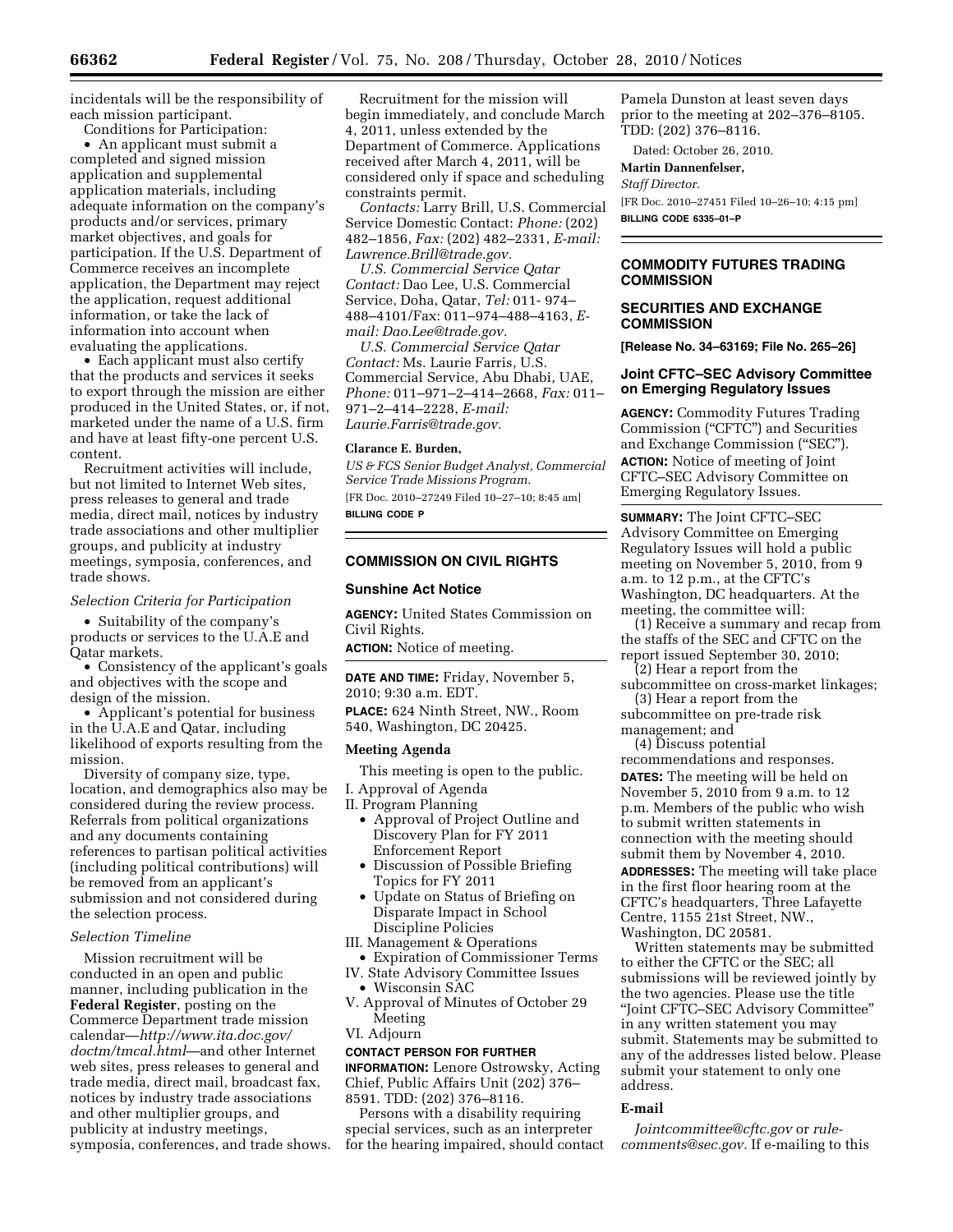incidentals will be the responsibility of each mission participant.

Conditions for Participation:

- An applicant must submit a completed and signed mission application and supplemental application materials, including adequate information on the company's products and/or services, primary market objectives, and goals for participation. If the U.S. Department of Commerce receives an incomplete application, the Department may reject the application, request additional information, or take the lack of information into account when evaluating the applications.
- Each applicant must also certify that the products and services it seeks to export through the mission are either produced in the United States, or, if not, marketed under the name of a U.S. firm and have at least fifty-one percent U.S. content.

Recruitment activities will include, but not limited to Internet Web sites, press releases to general and trade media, direct mail, notices by industry trade associations and other multiplier groups, and publicity at industry meetings, symposia, conferences, and trade shows.

*Selection Criteria for Participation*

- Suitability of the company's products or services to the U.A.E and Qatar markets.
- Consistency of the applicant's goals and objectives with the scope and design of the mission.
- Applicant's potential for business in the U.A.E and Qatar, including likelihood of exports resulting from the mission.

Diversity of company size, type, location, and demographics also may be considered during the review process. Referrals from political organizations and any documents containing references to partisan political activities (including political contributions) will be removed from an applicant's submission and not considered during the selection process.

*Selection Timeline*

Mission recruitment will be conducted in an open and public manner, including publication in the **Federal Register**, posting on the Commerce Department trade mission calendar—*http://www.ita.doc.gov/doctm/tmcal.html*—and other Internet web sites, press releases to general and trade media, direct mail, broadcast fax, notices by industry trade associations and other multiplier groups, and publicity at industry meetings, symposia, conferences, and trade shows.

Recruitment for the mission will begin immediately, and conclude March 4, 2011, unless extended by the Department of Commerce. Applications received after March 4, 2011, will be considered only if space and scheduling constraints permit.

*Contacts:* Larry Brill, U.S. Commercial Service Domestic Contact: *Phone:* (202) 482–1856, *Fax:* (202) 482–2331, *E-mail: Lawrence.Brill@trade.gov.*

*U.S. Commercial Service Qatar Contact:* Dao Lee, U.S. Commercial Service, Doha, Qatar, *Tel:* 011- 974–488–4101/Fax: 011–974–488–4163, *E-mail: Dao.Lee@trade.gov.*

*U.S. Commercial Service Qatar Contact:* Ms. Laurie Farris, U.S. Commercial Service, Abu Dhabi, UAE, *Phone:* 011–971–2–414–2668, *Fax:* 011–971–2–414–2228, *E-mail: Laurie.Farris@trade.gov.*

**Clarance E. Burden,**

*US & FCS Senior Budget Analyst, Commercial Service Trade Missions Program.*

[FR Doc. 2010–27249 Filed 10–27–10; 8:45 am]

**BILLING CODE P**

## COMMISSION ON CIVIL RIGHTS

### Sunshine Act Notice

**AGENCY:** United States Commission on Civil Rights.

**ACTION:** Notice of meeting.

**DATE AND TIME:** Friday, November 5, 2010; 9:30 a.m. EDT.

**PLACE:** 624 Ninth Street, NW., Room 540, Washington, DC 20425.

**Meeting Agenda**

This meeting is open to the public.

I. Approval of Agenda

II. Program Planning

- Approval of Project Outline and Discovery Plan for FY 2011 Enforcement Report
- Discussion of Possible Briefing Topics for FY 2011
- Update on Status of Briefing on Disparate Impact in School Discipline Policies

III. Management & Operations

- Expiration of Commissioner Terms

IV. State Advisory Committee Issues

- Wisconsin SAC

V. Approval of Minutes of October 29 Meeting

VI. Adjourn

**CONTACT PERSON FOR FURTHER INFORMATION:** Lenore Ostrowsky, Acting Chief, Public Affairs Unit (202) 376–8591. TDD: (202) 376–8116.

Persons with a disability requiring special services, such as an interpreter for the hearing impaired, should contact Pamela Dunston at least seven days prior to the meeting at 202–376–8105. TDD: (202) 376–8116.

Dated: October 26, 2010.

**Martin Dannenfelser,**

*Staff Director.*

[FR Doc. 2010–27451 Filed 10–26–10; 4:15 pm]

**BILLING CODE 6335–01–P**

## COMMODITY FUTURES TRADING COMMISSION

## SECURITIES AND EXCHANGE COMMISSION

**[Release No. 34–63169; File No. 265–26]**

### Joint CFTC–SEC Advisory Committee on Emerging Regulatory Issues

**AGENCY:** Commodity Futures Trading Commission ("CFTC") and Securities and Exchange Commission ("SEC").

**ACTION:** Notice of meeting of Joint CFTC–SEC Advisory Committee on Emerging Regulatory Issues.

**SUMMARY:** The Joint CFTC–SEC Advisory Committee on Emerging Regulatory Issues will hold a public meeting on November 5, 2010, from 9 a.m. to 12 p.m., at the CFTC's Washington, DC headquarters. At the meeting, the committee will:

(1) Receive a summary and recap from the staffs of the SEC and CFTC on the report issued September 30, 2010;

(2) Hear a report from the subcommittee on cross-market linkages;

(3) Hear a report from the subcommittee on pre-trade risk management; and

(4) Discuss potential recommendations and responses.

**DATES:** The meeting will be held on November 5, 2010 from 9 a.m. to 12 p.m. Members of the public who wish to submit written statements in connection with the meeting should submit them by November 4, 2010.

**ADDRESSES:** The meeting will take place in the first floor hearing room at the CFTC's headquarters, Three Lafayette Centre, 1155 21st Street, NW., Washington, DC 20581.

Written statements may be submitted to either the CFTC or the SEC; all submissions will be reviewed jointly by the two agencies. Please use the title "Joint CFTC–SEC Advisory Committee" in any written statement you may submit. Statements may be submitted to any of the addresses listed below. Please submit your statement to only one address.

**E-mail**

*Jointcommittee@cftc.gov* or *rule-comments@sec.gov.* If e-mailing to this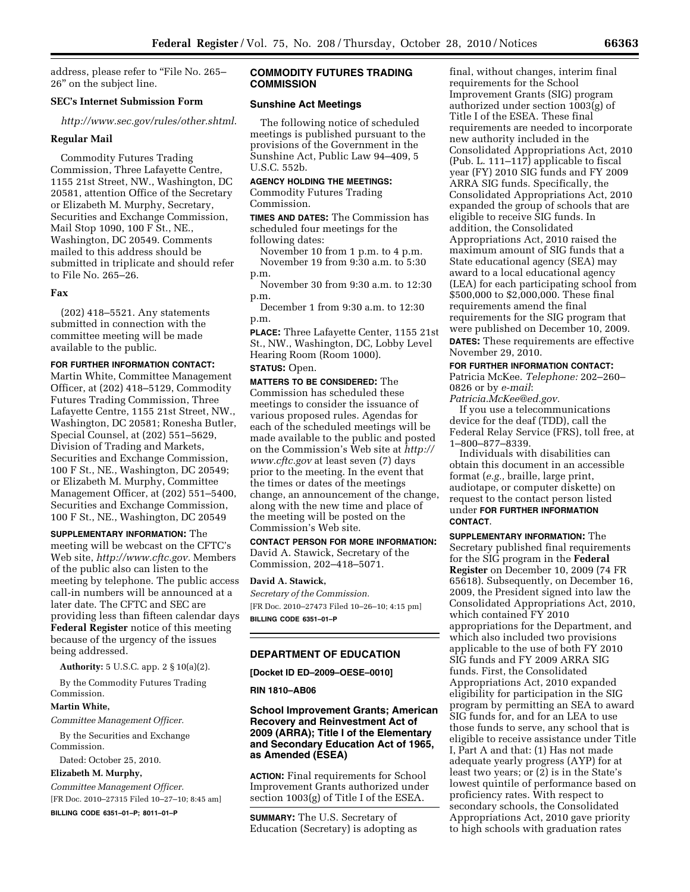address, please refer to "File No. 265–26" on the subject line.

**SEC's Internet Submission Form**

*http://www.sec.gov/rules/other.shtml.*

**Regular Mail**

Commodity Futures Trading Commission, Three Lafayette Centre, 1155 21st Street, NW., Washington, DC 20581, attention Office of the Secretary or Elizabeth M. Murphy, Secretary, Securities and Exchange Commission, Mail Stop 1090, 100 F St., NE., Washington, DC 20549. Comments mailed to this address should be submitted in triplicate and should refer to File No. 265–26.

**Fax**

(202) 418–5521. Any statements submitted in connection with the committee meeting will be made available to the public.

**FOR FURTHER INFORMATION CONTACT:** Martin White, Committee Management Officer, at (202) 418–5129, Commodity Futures Trading Commission, Three Lafayette Centre, 1155 21st Street, NW., Washington, DC 20581; Ronesha Butler, Special Counsel, at (202) 551–5629, Division of Trading and Markets, Securities and Exchange Commission, 100 F St., NE., Washington, DC 20549; or Elizabeth M. Murphy, Committee Management Officer, at (202) 551–5400, Securities and Exchange Commission, 100 F St., NE., Washington, DC 20549

**SUPPLEMENTARY INFORMATION:** The meeting will be webcast on the CFTC's Web site, *http://www.cftc.gov.* Members of the public also can listen to the meeting by telephone. The public access call-in numbers will be announced at a later date. The CFTC and SEC are providing less than fifteen calendar days **Federal Register** notice of this meeting because of the urgency of the issues being addressed.

**Authority:** 5 U.S.C. app. 2 § 10(a)(2).

By the Commodity Futures Trading Commission.

**Martin White,**

*Committee Management Officer.*

By the Securities and Exchange Commission.

Dated: October 25, 2010.

**Elizabeth M. Murphy,**

*Committee Management Officer.*

[FR Doc. 2010–27315 Filed 10–27–10; 8:45 am]

**BILLING CODE 6351–01–P; 8011–01–P**

## COMMODITY FUTURES TRADING COMMISSION

### Sunshine Act Meetings

The following notice of scheduled meetings is published pursuant to the provisions of the Government in the Sunshine Act, Public Law 94–409, 5 U.S.C. 552b.

**AGENCY HOLDING THE MEETINGS:** Commodity Futures Trading Commission.

**TIMES AND DATES:** The Commission has scheduled four meetings for the following dates:

November 10 from 1 p.m. to 4 p.m.
November 19 from 9:30 a.m. to 5:30 p.m.
November 30 from 9:30 a.m. to 12:30 p.m.
December 1 from 9:30 a.m. to 12:30 p.m.

**PLACE:** Three Lafayette Center, 1155 21st St., NW., Washington, DC, Lobby Level Hearing Room (Room 1000).

**STATUS:** Open.

**MATTERS TO BE CONSIDERED:** The Commission has scheduled these meetings to consider the issuance of various proposed rules. Agendas for each of the scheduled meetings will be made available to the public and posted on the Commission's Web site at *http://www.cftc.gov* at least seven (7) days prior to the meeting. In the event that the times or dates of the meetings change, an announcement of the change, along with the new time and place of the meeting will be posted on the Commission's Web site.

**CONTACT PERSON FOR MORE INFORMATION:** David A. Stawick, Secretary of the Commission, 202–418–5071.

**David A. Stawick,**

*Secretary of the Commission.*

[FR Doc. 2010–27473 Filed 10–26–10; 4:15 pm]

**BILLING CODE 6351–01–P**

## DEPARTMENT OF EDUCATION

**[Docket ID ED–2009–OESE–0010]**

**RIN 1810–AB06**

### School Improvement Grants; American Recovery and Reinvestment Act of 2009 (ARRA); Title I of the Elementary and Secondary Education Act of 1965, as Amended (ESEA)

**ACTION:** Final requirements for School Improvement Grants authorized under section 1003(g) of Title I of the ESEA.

**SUMMARY:** The U.S. Secretary of Education (Secretary) is adopting as final, without changes, interim final requirements for the School Improvement Grants (SIG) program authorized under section 1003(g) of Title I of the ESEA. These final requirements are needed to incorporate new authority included in the Consolidated Appropriations Act, 2010 (Pub. L. 111–117) applicable to fiscal year (FY) 2010 SIG funds and FY 2009 ARRA SIG funds. Specifically, the Consolidated Appropriations Act, 2010 expanded the group of schools that are eligible to receive SIG funds. In addition, the Consolidated Appropriations Act, 2010 raised the maximum amount of SIG funds that a State educational agency (SEA) may award to a local educational agency (LEA) for each participating school from \$500,000 to \$2,000,000. These final requirements amend the final requirements for the SIG program that were published on December 10, 2009.

**DATES:** These requirements are effective November 29, 2010.

**FOR FURTHER INFORMATION CONTACT:** Patricia McKee. *Telephone:* 202–260–0826 or by *e-mail*: *Patricia.McKee@ed.gov.*

If you use a telecommunications device for the deaf (TDD), call the Federal Relay Service (FRS), toll free, at 1–800–877–8339.

Individuals with disabilities can obtain this document in an accessible format (*e.g.,* braille, large print, audiotape, or computer diskette) on request to the contact person listed under **FOR FURTHER INFORMATION CONTACT**.

**SUPPLEMENTARY INFORMATION:** The Secretary published final requirements for the SIG program in the **Federal Register** on December 10, 2009 (74 FR 65618). Subsequently, on December 16, 2009, the President signed into law the Consolidated Appropriations Act, 2010, which contained FY 2010 appropriations for the Department, and which also included two provisions applicable to the use of both FY 2010 SIG funds and FY 2009 ARRA SIG funds. First, the Consolidated Appropriations Act, 2010 expanded eligibility for participation in the SIG program by permitting an SEA to award SIG funds for, and for an LEA to use those funds to serve, any school that is eligible to receive assistance under Title I, Part A and that: (1) Has not made adequate yearly progress (AYP) for at least two years; or (2) is in the State's lowest quintile of performance based on proficiency rates. With respect to secondary schools, the Consolidated Appropriations Act, 2010 gave priority to high schools with graduation rates